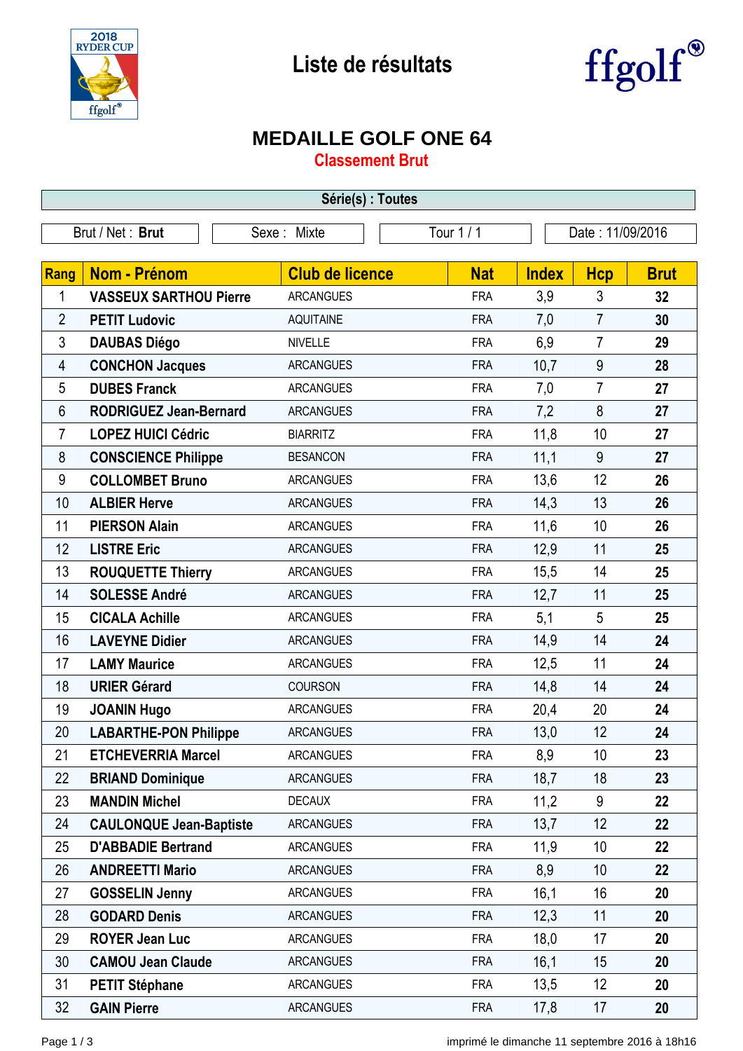# Liste de résultats

## MEDAILLE GOLF ONE 64

### Classement Brut

**Série(s) : Toutes**

| Brut / Net : **Brut** | Sexe : Mixte | Tour 1 / 1 | Date : 11/09/2016 |
|---|---|---|---|

| Rang | Nom - Prénom | Club de licence | Nat | Index | Hcp | Brut |
|---|---|---|---|---|---|---|
| 1 | **VASSEUX SARTHOU Pierre** | ARCANGUES | FRA | 3,9 | 3 | **32** |
| 2 | **PETIT Ludovic** | AQUITAINE | FRA | 7,0 | 7 | **30** |
| 3 | **DAUBAS Diégo** | NIVELLE | FRA | 6,9 | 7 | **29** |
| 4 | **CONCHON Jacques** | ARCANGUES | FRA | 10,7 | 9 | **28** |
| 5 | **DUBES Franck** | ARCANGUES | FRA | 7,0 | 7 | **27** |
| 6 | **RODRIGUEZ Jean-Bernard** | ARCANGUES | FRA | 7,2 | 8 | **27** |
| 7 | **LOPEZ HUICI Cédric** | BIARRITZ | FRA | 11,8 | 10 | **27** |
| 8 | **CONSCIENCE Philippe** | BESANCON | FRA | 11,1 | 9 | **27** |
| 9 | **COLLOMBET Bruno** | ARCANGUES | FRA | 13,6 | 12 | **26** |
| 10 | **ALBIER Herve** | ARCANGUES | FRA | 14,3 | 13 | **26** |
| 11 | **PIERSON Alain** | ARCANGUES | FRA | 11,6 | 10 | **26** |
| 12 | **LISTRE Eric** | ARCANGUES | FRA | 12,9 | 11 | **25** |
| 13 | **ROUQUETTE Thierry** | ARCANGUES | FRA | 15,5 | 14 | **25** |
| 14 | **SOLESSE André** | ARCANGUES | FRA | 12,7 | 11 | **25** |
| 15 | **CICALA Achille** | ARCANGUES | FRA | 5,1 | 5 | **25** |
| 16 | **LAVEYNE Didier** | ARCANGUES | FRA | 14,9 | 14 | **24** |
| 17 | **LAMY Maurice** | ARCANGUES | FRA | 12,5 | 11 | **24** |
| 18 | **URIER Gérard** | COURSON | FRA | 14,8 | 14 | **24** |
| 19 | **JOANIN Hugo** | ARCANGUES | FRA | 20,4 | 20 | **24** |
| 20 | **LABARTHE-PON Philippe** | ARCANGUES | FRA | 13,0 | 12 | **24** |
| 21 | **ETCHEVERRIA Marcel** | ARCANGUES | FRA | 8,9 | 10 | **23** |
| 22 | **BRIAND Dominique** | ARCANGUES | FRA | 18,7 | 18 | **23** |
| 23 | **MANDIN Michel** | DECAUX | FRA | 11,2 | 9 | **22** |
| 24 | **CAULONQUE Jean-Baptiste** | ARCANGUES | FRA | 13,7 | 12 | **22** |
| 25 | **D'ABBADIE Bertrand** | ARCANGUES | FRA | 11,9 | 10 | **22** |
| 26 | **ANDREETTI Mario** | ARCANGUES | FRA | 8,9 | 10 | **22** |
| 27 | **GOSSELIN Jenny** | ARCANGUES | FRA | 16,1 | 16 | **20** |
| 28 | **GODARD Denis** | ARCANGUES | FRA | 12,3 | 11 | **20** |
| 29 | **ROYER Jean Luc** | ARCANGUES | FRA | 18,0 | 17 | **20** |
| 30 | **CAMOU Jean Claude** | ARCANGUES | FRA | 16,1 | 15 | **20** |
| 31 | **PETIT Stéphane** | ARCANGUES | FRA | 13,5 | 12 | **20** |
| 32 | **GAIN Pierre** | ARCANGUES | FRA | 17,8 | 17 | **20** |

imprimé le dimanche 11 septembre 2016 à 18h16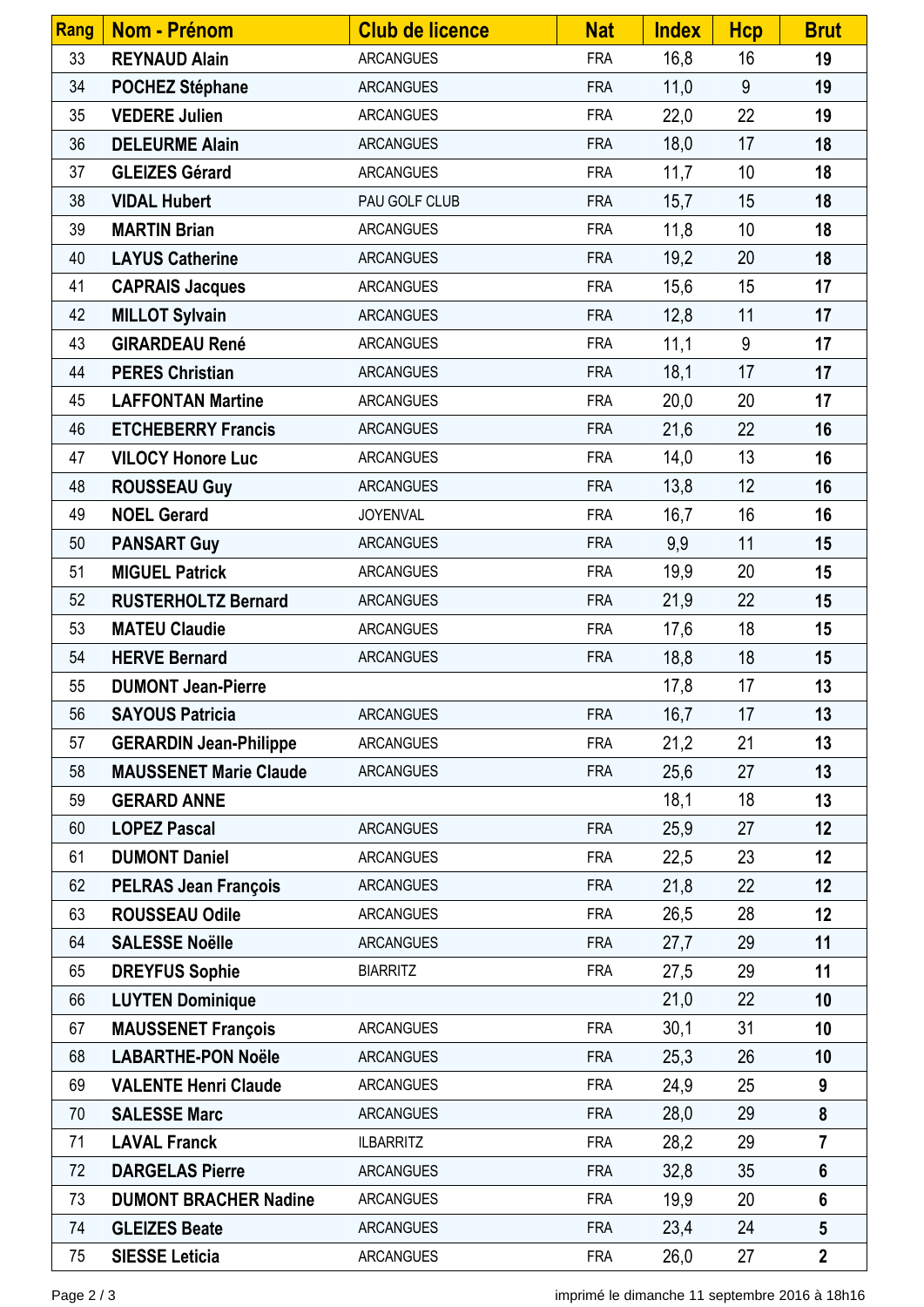| Rang | Nom - Prénom | Club de licence | Nat | Index | Hcp | Brut |
|---|---|---|---|---|---|---|
| 33 | **REYNAUD Alain** | ARCANGUES | FRA | 16,8 | 16 | **19** |
| 34 | **POCHEZ Stéphane** | ARCANGUES | FRA | 11,0 | 9 | **19** |
| 35 | **VEDERE Julien** | ARCANGUES | FRA | 22,0 | 22 | **19** |
| 36 | **DELEURME Alain** | ARCANGUES | FRA | 18,0 | 17 | **18** |
| 37 | **GLEIZES Gérard** | ARCANGUES | FRA | 11,7 | 10 | **18** |
| 38 | **VIDAL Hubert** | PAU GOLF CLUB | FRA | 15,7 | 15 | **18** |
| 39 | **MARTIN Brian** | ARCANGUES | FRA | 11,8 | 10 | **18** |
| 40 | **LAYUS Catherine** | ARCANGUES | FRA | 19,2 | 20 | **18** |
| 41 | **CAPRAIS Jacques** | ARCANGUES | FRA | 15,6 | 15 | **17** |
| 42 | **MILLOT Sylvain** | ARCANGUES | FRA | 12,8 | 11 | **17** |
| 43 | **GIRARDEAU René** | ARCANGUES | FRA | 11,1 | 9 | **17** |
| 44 | **PERES Christian** | ARCANGUES | FRA | 18,1 | 17 | **17** |
| 45 | **LAFFONTAN Martine** | ARCANGUES | FRA | 20,0 | 20 | **17** |
| 46 | **ETCHEBERRY Francis** | ARCANGUES | FRA | 21,6 | 22 | **16** |
| 47 | **VILOCY Honore Luc** | ARCANGUES | FRA | 14,0 | 13 | **16** |
| 48 | **ROUSSEAU Guy** | ARCANGUES | FRA | 13,8 | 12 | **16** |
| 49 | **NOEL Gerard** | JOYENVAL | FRA | 16,7 | 16 | **16** |
| 50 | **PANSART Guy** | ARCANGUES | FRA | 9,9 | 11 | **15** |
| 51 | **MIGUEL Patrick** | ARCANGUES | FRA | 19,9 | 20 | **15** |
| 52 | **RUSTERHOLTZ Bernard** | ARCANGUES | FRA | 21,9 | 22 | **15** |
| 53 | **MATEU Claudie** | ARCANGUES | FRA | 17,6 | 18 | **15** |
| 54 | **HERVE Bernard** | ARCANGUES | FRA | 18,8 | 18 | **15** |
| 55 | **DUMONT Jean-Pierre** | | | 17,8 | 17 | **13** |
| 56 | **SAYOUS Patricia** | ARCANGUES | FRA | 16,7 | 17 | **13** |
| 57 | **GERARDIN Jean-Philippe** | ARCANGUES | FRA | 21,2 | 21 | **13** |
| 58 | **MAUSSENET Marie Claude** | ARCANGUES | FRA | 25,6 | 27 | **13** |
| 59 | **GERARD ANNE** | | | 18,1 | 18 | **13** |
| 60 | **LOPEZ Pascal** | ARCANGUES | FRA | 25,9 | 27 | **12** |
| 61 | **DUMONT Daniel** | ARCANGUES | FRA | 22,5 | 23 | **12** |
| 62 | **PELRAS Jean François** | ARCANGUES | FRA | 21,8 | 22 | **12** |
| 63 | **ROUSSEAU Odile** | ARCANGUES | FRA | 26,5 | 28 | **12** |
| 64 | **SALESSE Noëlle** | ARCANGUES | FRA | 27,7 | 29 | **11** |
| 65 | **DREYFUS Sophie** | BIARRITZ | FRA | 27,5 | 29 | **11** |
| 66 | **LUYTEN Dominique** | | | 21,0 | 22 | **10** |
| 67 | **MAUSSENET François** | ARCANGUES | FRA | 30,1 | 31 | **10** |
| 68 | **LABARTHE-PON Noële** | ARCANGUES | FRA | 25,3 | 26 | **10** |
| 69 | **VALENTE Henri Claude** | ARCANGUES | FRA | 24,9 | 25 | **9** |
| 70 | **SALESSE Marc** | ARCANGUES | FRA | 28,0 | 29 | **8** |
| 71 | **LAVAL Franck** | ILBARRITZ | FRA | 28,2 | 29 | **7** |
| 72 | **DARGELAS Pierre** | ARCANGUES | FRA | 32,8 | 35 | **6** |
| 73 | **DUMONT BRACHER Nadine** | ARCANGUES | FRA | 19,9 | 20 | **6** |
| 74 | **GLEIZES Beate** | ARCANGUES | FRA | 23,4 | 24 | **5** |
| 75 | **SIESSE Leticia** | ARCANGUES | FRA | 26,0 | 27 | **2** |

imprimé le dimanche 11 septembre 2016 à 18h16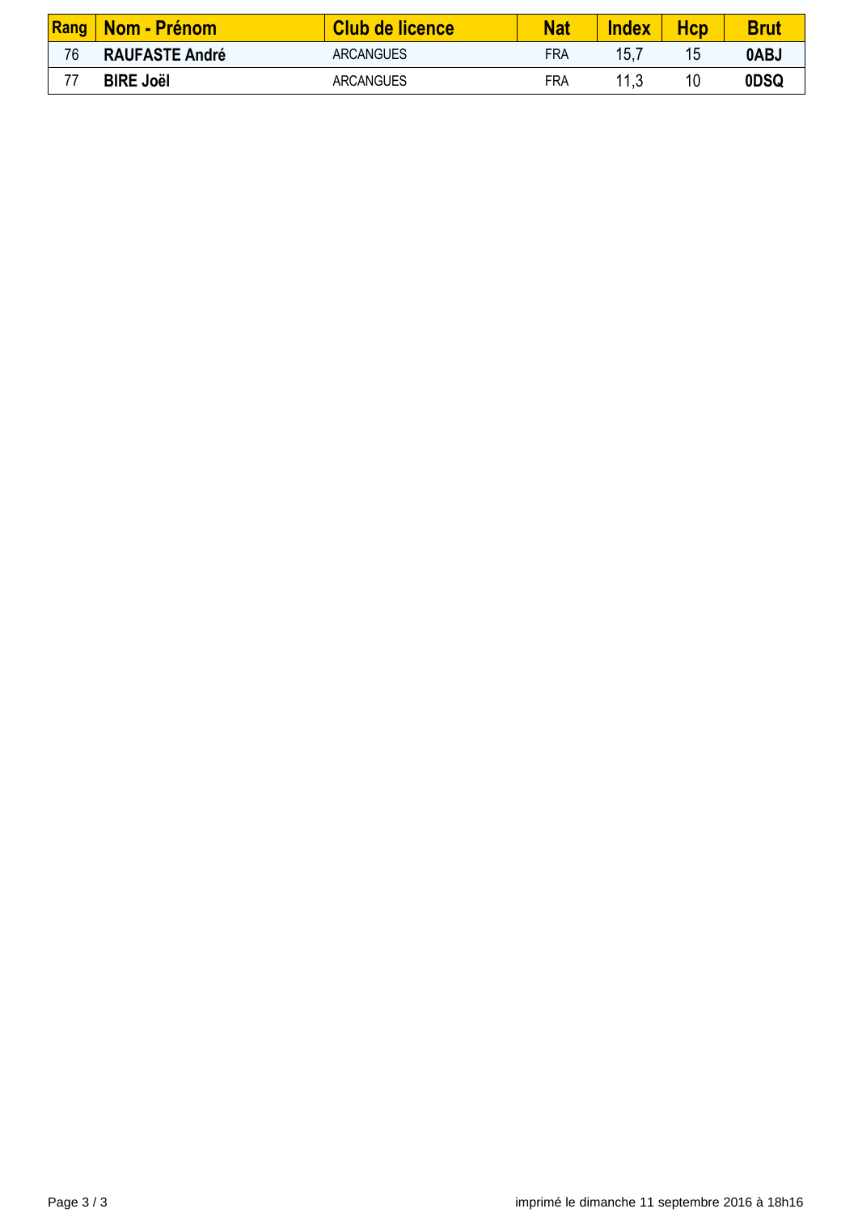| Rang | Nom - Prénom | Club de licence | Nat | Index | Hcp | Brut |
|---|---|---|---|---|---|---|
| 76 | **RAUFASTE André** | ARCANGUES | FRA | 15,7 | 15 | **0ABJ** |
| 77 | **BIRE Joël** | ARCANGUES | FRA | 11,3 | 10 | **0DSQ** |

imprimé le dimanche 11 septembre 2016 à 18h16